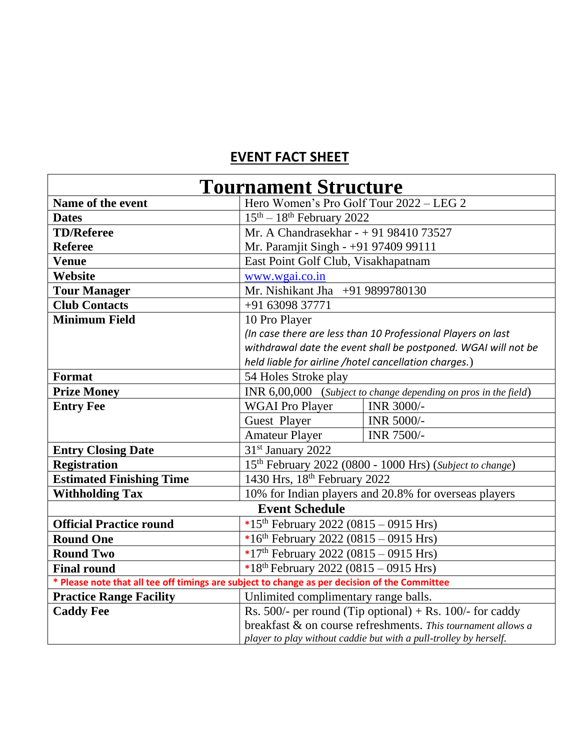# EVENT FACT SHEET

| Tournament Structure | | |
|---|---|---|
| **Name of the event** | Hero Women's Pro Golf Tour 2022 – LEG 2 | |
| **Dates** | 15th – 18th February 2022 | |
| **TD/Referee** | Mr. A Chandrasekhar - + 91 98410 73527 | |
| **Referee** | Mr. Paramjit Singh - +91 97409 99111 | |
| **Venue** | East Point Golf Club, Visakhapatnam | |
| **Website** | www.wgai.co.in | |
| **Tour Manager** | Mr. Nishikant Jha +91 9899780130 | |
| **Club Contacts** | +91 63098 37771 | |
| **Minimum Field** | 10 Pro Player *(In case there are less than 10 Professional Players on last withdrawal date the event shall be postponed. WGAI will not be held liable for airline /hotel cancellation charges.)* | |
| **Format** | 54 Holes Stroke play | |
| **Prize Money** | INR 6,00,000 (*Subject to change depending on pros in the field*) | |
| **Entry Fee** | WGAI Pro Player | INR 3000/- |
| | Guest Player | INR 5000/- |
| | Amateur Player | INR 7500/- |
| **Entry Closing Date** | 31st January 2022 | |
| **Registration** | 15th February 2022 (0800 - 1000 Hrs) (*Subject to change*) | |
| **Estimated Finishing Time** | 1430 Hrs, 18th February 2022 | |
| **Withholding Tax** | 10% for Indian players and 20.8% for overseas players | |
| **Event Schedule** | | |
| **Official Practice round** | *15th February 2022 (0815 – 0915 Hrs) | |
| **Round One** | *16th February 2022 (0815 – 0915 Hrs) | |
| **Round Two** | *17th February 2022 (0815 – 0915 Hrs) | |
| **Final round** | *18th February 2022 (0815 – 0915 Hrs) | |
| **\* Please note that all tee off timings are subject to change as per decision of the Committee** | | |
| **Practice Range Facility** | Unlimited complimentary range balls. | |
| **Caddy Fee** | Rs. 500/- per round (Tip optional) + Rs. 100/- for caddy breakfast & on course refreshments. *This tournament allows a player to play without caddie but with a pull-trolley by herself.* | |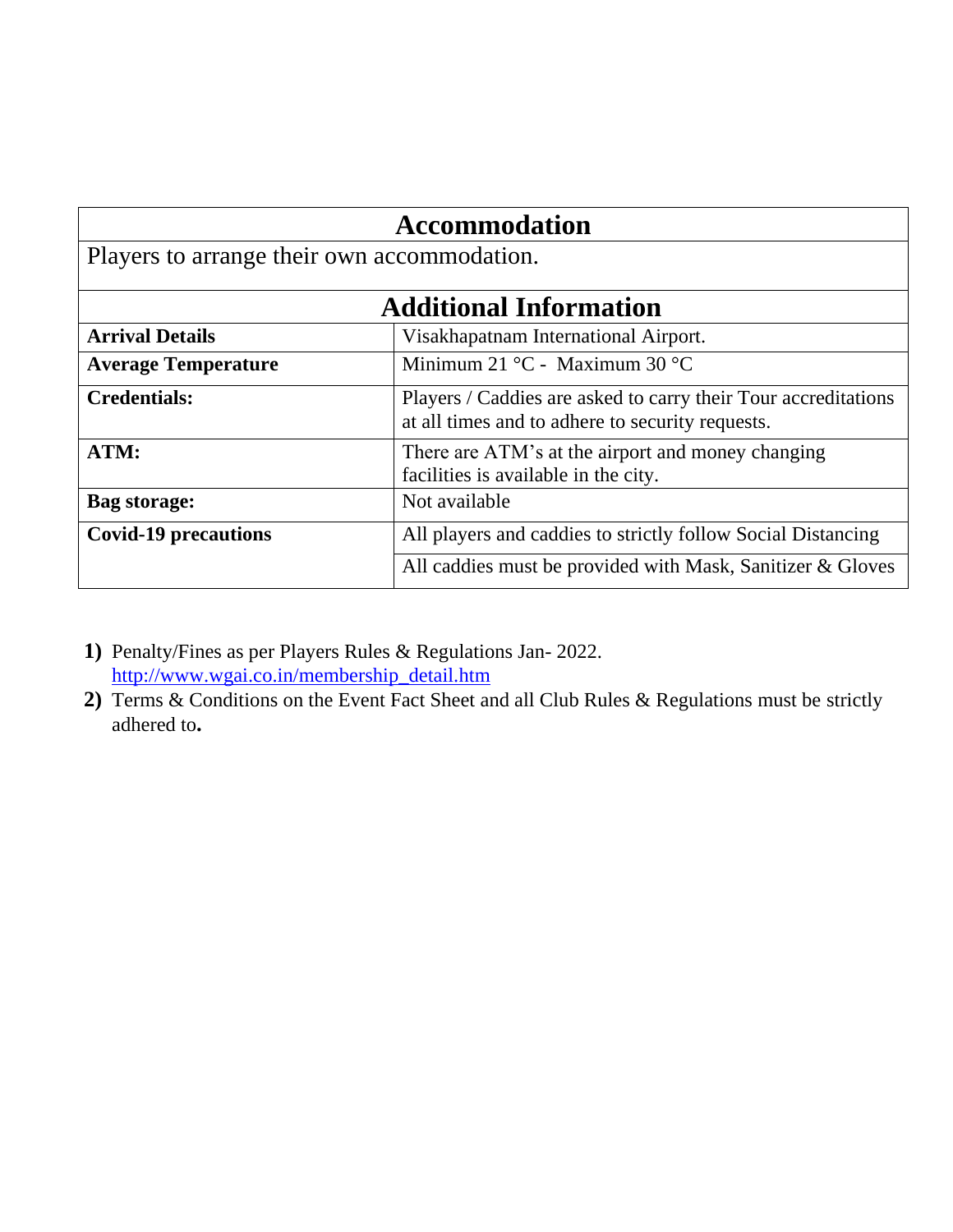## Accommodation

Players to arrange their own accommodation.

## Additional Information

| | |
|---|---|
| **Arrival Details** | Visakhapatnam International Airport. |
| **Average Temperature** | Minimum 21 °C - Maximum 30 °C |
| **Credentials:** | Players / Caddies are asked to carry their Tour accreditations at all times and to adhere to security requests. |
| **ATM:** | There are ATM's at the airport and money changing facilities is available in the city. |
| **Bag storage:** | Not available |
| **Covid-19 precautions** | All players and caddies to strictly follow Social Distancing |
| | All caddies must be provided with Mask, Sanitizer & Gloves |

1) Penalty/Fines as per Players Rules & Regulations Jan- 2022. http://www.wgai.co.in/membership_detail.htm
2) Terms & Conditions on the Event Fact Sheet and all Club Rules & Regulations must be strictly adhered to.